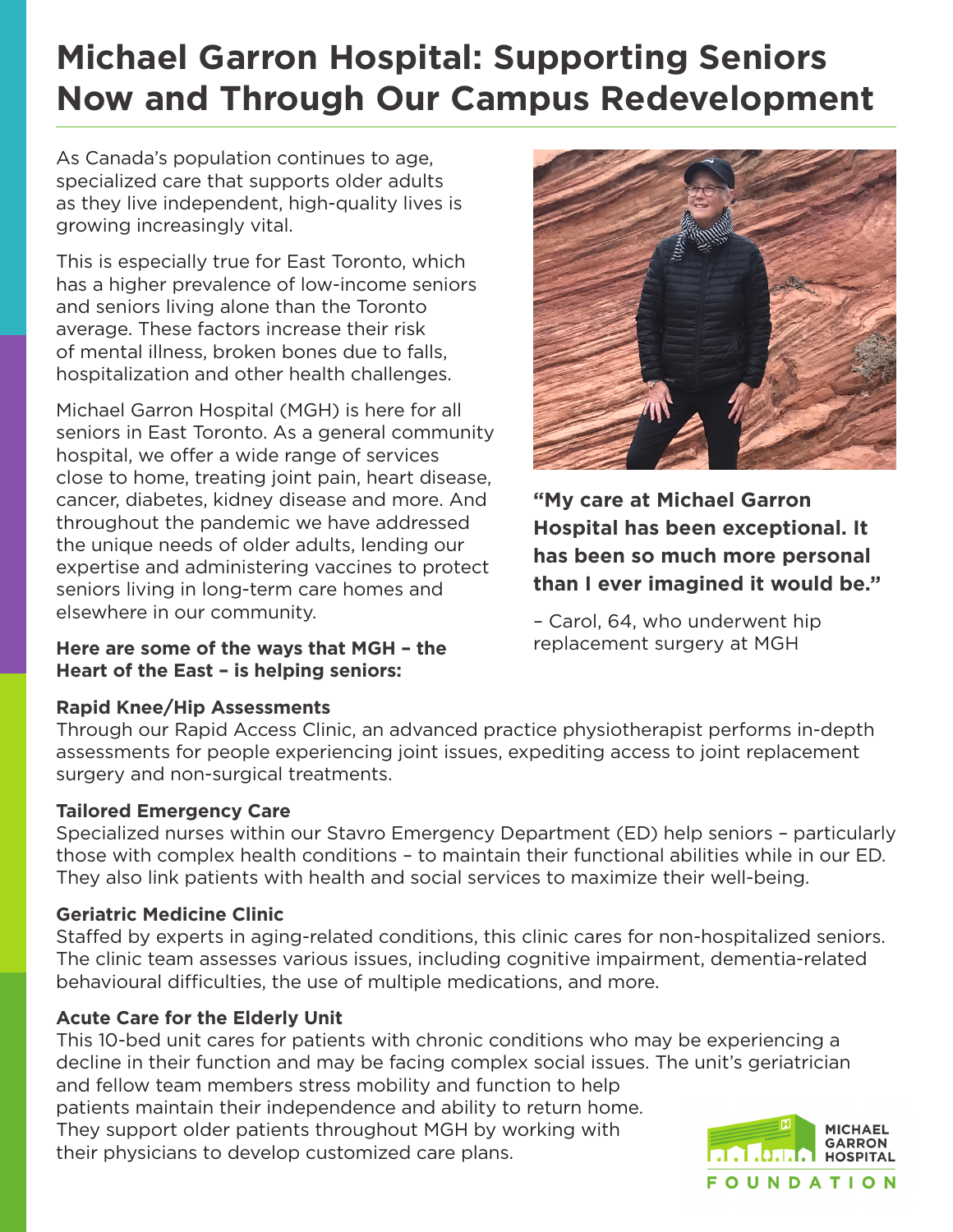# Michael Garron Hospital: Supporting Seniors Now and Through Our Campus Redevelopment

As Canada's population continues to age, specialized care that supports older adults as they live independent, high-quality lives is growing increasingly vital.

This is especially true for East Toronto, which has a higher prevalence of low-income seniors and seniors living alone than the Toronto average. These factors increase their risk of mental illness, broken bones due to falls, hospitalization and other health challenges.

Michael Garron Hospital (MGH) is here for all seniors in East Toronto. As a general community hospital, we offer a wide range of services close to home, treating joint pain, heart disease, cancer, diabetes, kidney disease and more. And throughout the pandemic we have addressed the unique needs of older adults, lending our expertise and administering vaccines to protect seniors living in long-term care homes and elsewhere in our community.

**"My care at Michael Garron Hospital has been exceptional. It has been so much more personal than I ever imagined it would be."**

– Carol, 64, who underwent hip replacement surgery at MGH

**Here are some of the ways that MGH – the Heart of the East – is helping seniors:**

### Rapid Knee/Hip Assessments

Through our Rapid Access Clinic, an advanced practice physiotherapist performs in-depth assessments for people experiencing joint issues, expediting access to joint replacement surgery and non-surgical treatments.

### Tailored Emergency Care

Specialized nurses within our Stavro Emergency Department (ED) help seniors – particularly those with complex health conditions – to maintain their functional abilities while in our ED. They also link patients with health and social services to maximize their well-being.

### Geriatric Medicine Clinic

Staffed by experts in aging-related conditions, this clinic cares for non-hospitalized seniors. The clinic team assesses various issues, including cognitive impairment, dementia-related behavioural difficulties, the use of multiple medications, and more.

### Acute Care for the Elderly Unit

This 10-bed unit cares for patients with chronic conditions who may be experiencing a decline in their function and may be facing complex social issues. The unit's geriatrician and fellow team members stress mobility and function to help patients maintain their independence and ability to return home. They support older patients throughout MGH by working with their physicians to develop customized care plans.

MICHAEL GARRON HOSPITAL FOUNDATION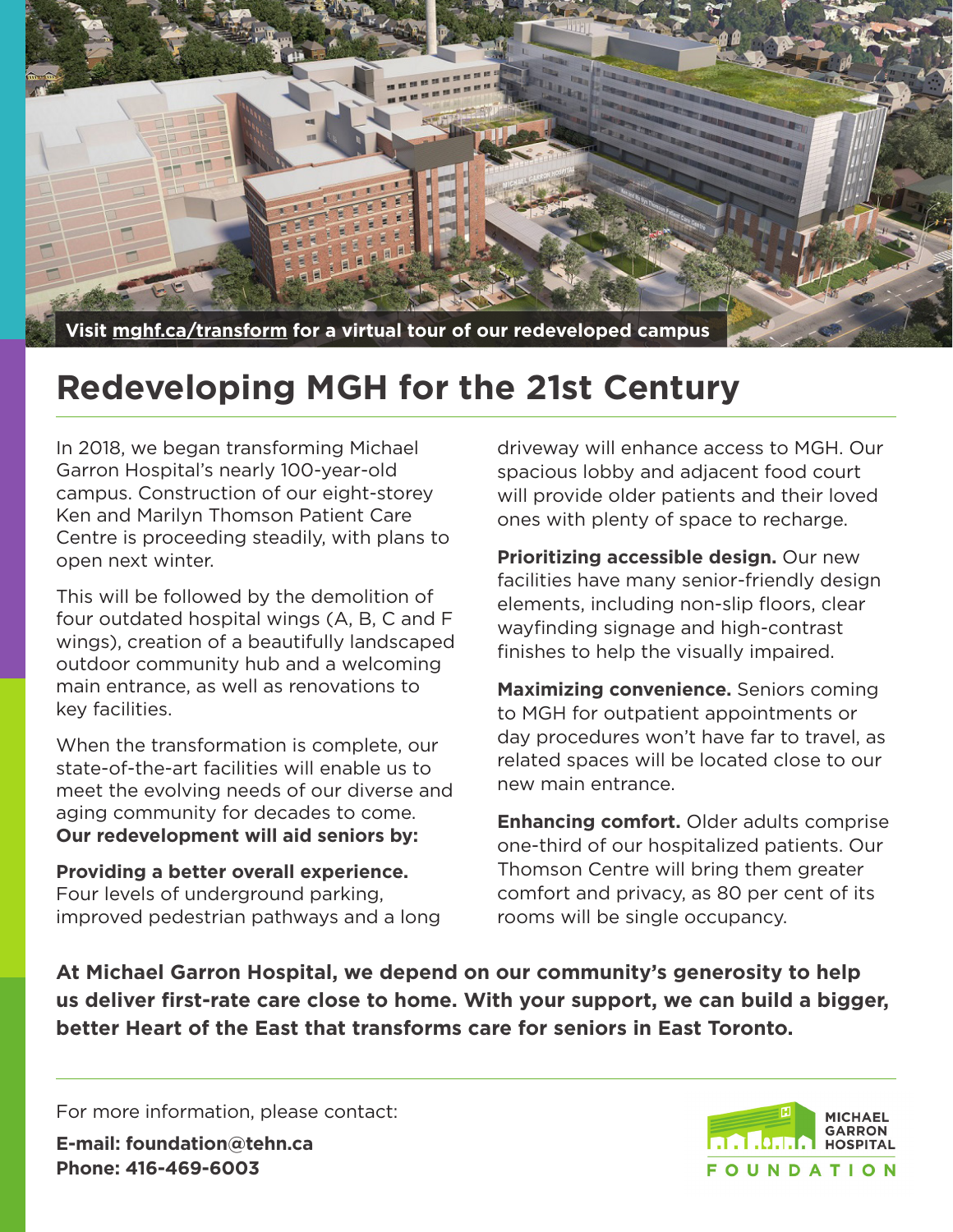Visit mghf.ca/transform for a virtual tour of our redeveloped campus

# Redeveloping MGH for the 21st Century

In 2018, we began transforming Michael Garron Hospital's nearly 100-year-old campus. Construction of our eight-storey Ken and Marilyn Thomson Patient Care Centre is proceeding steadily, with plans to open next winter.

This will be followed by the demolition of four outdated hospital wings (A, B, C and F wings), creation of a beautifully landscaped outdoor community hub and a welcoming main entrance, as well as renovations to key facilities.

When the transformation is complete, our state-of-the-art facilities will enable us to meet the evolving needs of our diverse and aging community for decades to come. **Our redevelopment will aid seniors by:**

**Providing a better overall experience.** Four levels of underground parking, improved pedestrian pathways and a long driveway will enhance access to MGH. Our spacious lobby and adjacent food court will provide older patients and their loved ones with plenty of space to recharge.

**Prioritizing accessible design.** Our new facilities have many senior-friendly design elements, including non-slip floors, clear wayfinding signage and high-contrast finishes to help the visually impaired.

**Maximizing convenience.** Seniors coming to MGH for outpatient appointments or day procedures won't have far to travel, as related spaces will be located close to our new main entrance.

**Enhancing comfort.** Older adults comprise one-third of our hospitalized patients. Our Thomson Centre will bring them greater comfort and privacy, as 80 per cent of its rooms will be single occupancy.

**At Michael Garron Hospital, we depend on our community's generosity to help us deliver first-rate care close to home. With your support, we can build a bigger, better Heart of the East that transforms care for seniors in East Toronto.**

For more information, please contact:

**E-mail: foundation@tehn.ca**
**Phone: 416-469-6003**

MICHAEL GARRON HOSPITAL FOUNDATION